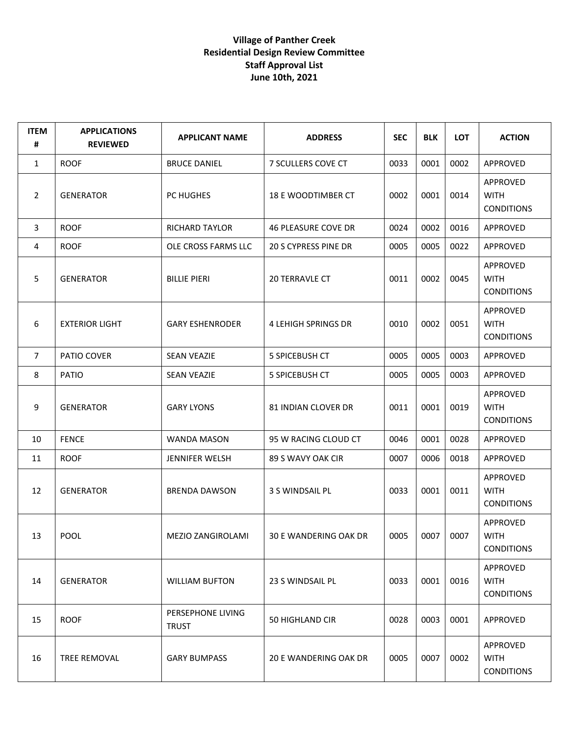**Village of Panther Creek**
**Residential Design Review Committee**
**Staff Approval List**
**June 10th, 2021**

| ITEM # | APPLICATIONS REVIEWED | APPLICANT NAME | ADDRESS | SEC | BLK | LOT | ACTION |
|---|---|---|---|---|---|---|---|
| 1 | ROOF | BRUCE DANIEL | 7 SCULLERS COVE CT | 0033 | 0001 | 0002 | APPROVED |
| 2 | GENERATOR | PC HUGHES | 18 E WOODTIMBER CT | 0002 | 0001 | 0014 | APPROVED WITH CONDITIONS |
| 3 | ROOF | RICHARD TAYLOR | 46 PLEASURE COVE DR | 0024 | 0002 | 0016 | APPROVED |
| 4 | ROOF | OLE CROSS FARMS LLC | 20 S CYPRESS PINE DR | 0005 | 0005 | 0022 | APPROVED |
| 5 | GENERATOR | BILLIE PIERI | 20 TERRAVLE CT | 0011 | 0002 | 0045 | APPROVED WITH CONDITIONS |
| 6 | EXTERIOR LIGHT | GARY ESHENRODER | 4 LEHIGH SPRINGS DR | 0010 | 0002 | 0051 | APPROVED WITH CONDITIONS |
| 7 | PATIO COVER | SEAN VEAZIE | 5 SPICEBUSH CT | 0005 | 0005 | 0003 | APPROVED |
| 8 | PATIO | SEAN VEAZIE | 5 SPICEBUSH CT | 0005 | 0005 | 0003 | APPROVED |
| 9 | GENERATOR | GARY LYONS | 81 INDIAN CLOVER DR | 0011 | 0001 | 0019 | APPROVED WITH CONDITIONS |
| 10 | FENCE | WANDA MASON | 95 W RACING CLOUD CT | 0046 | 0001 | 0028 | APPROVED |
| 11 | ROOF | JENNIFER WELSH | 89 S WAVY OAK CIR | 0007 | 0006 | 0018 | APPROVED |
| 12 | GENERATOR | BRENDA DAWSON | 3 S WINDSAIL PL | 0033 | 0001 | 0011 | APPROVED WITH CONDITIONS |
| 13 | POOL | MEZIO ZANGIROLAMI | 30 E WANDERING OAK DR | 0005 | 0007 | 0007 | APPROVED WITH CONDITIONS |
| 14 | GENERATOR | WILLIAM BUFTON | 23 S WINDSAIL PL | 0033 | 0001 | 0016 | APPROVED WITH CONDITIONS |
| 15 | ROOF | PERSEPHONE LIVING TRUST | 50 HIGHLAND CIR | 0028 | 0003 | 0001 | APPROVED |
| 16 | TREE REMOVAL | GARY BUMPASS | 20 E WANDERING OAK DR | 0005 | 0007 | 0002 | APPROVED WITH CONDITIONS |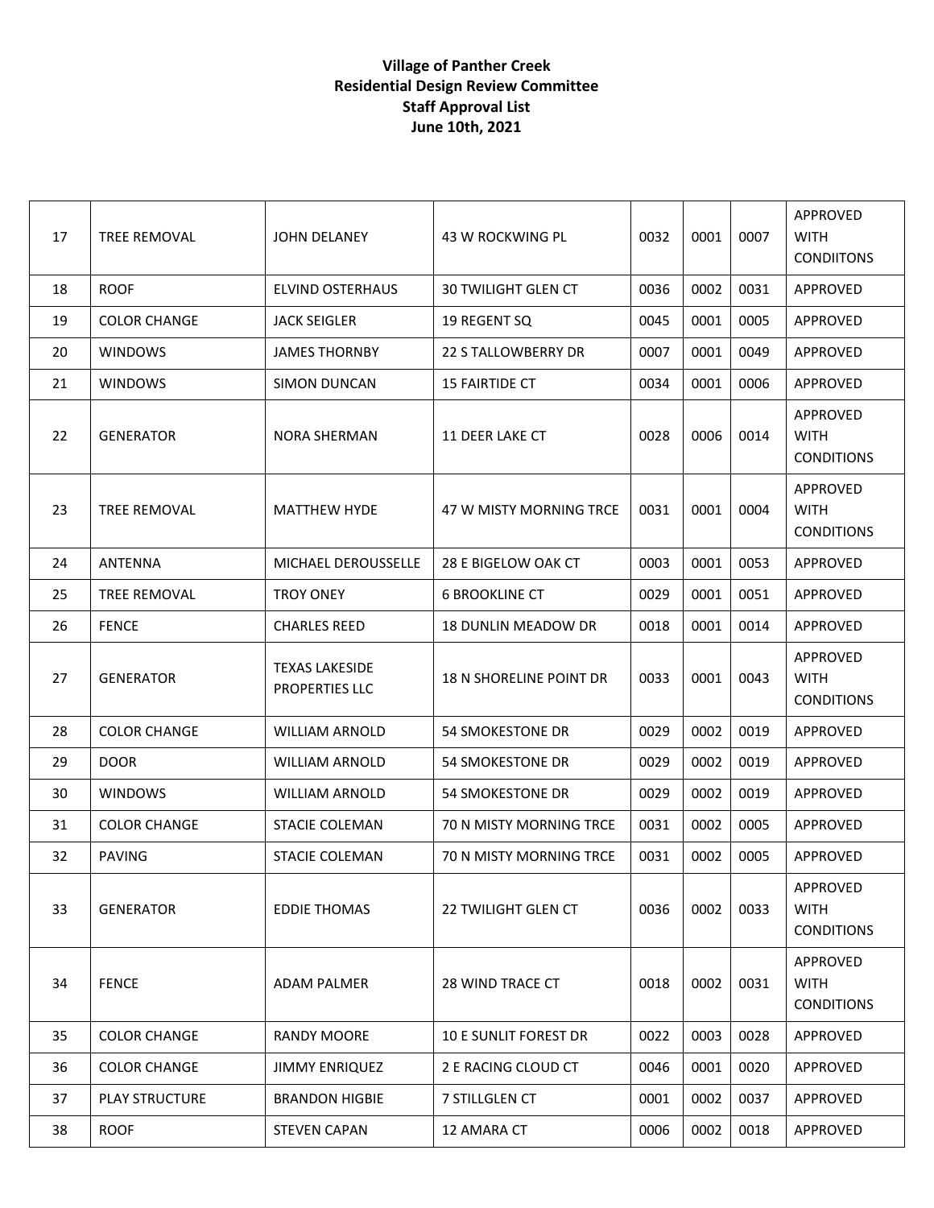**Village of Panther Creek**
**Residential Design Review Committee**
**Staff Approval List**
**June 10th, 2021**

| | | | | | | | |
|---|---|---|---|---|---|---|---|
| 17 | TREE REMOVAL | JOHN DELANEY | 43 W ROCKWING PL | 0032 | 0001 | 0007 | APPROVED WITH CONDIITONS |
| 18 | ROOF | ELVIND OSTERHAUS | 30 TWILIGHT GLEN CT | 0036 | 0002 | 0031 | APPROVED |
| 19 | COLOR CHANGE | JACK SEIGLER | 19 REGENT SQ | 0045 | 0001 | 0005 | APPROVED |
| 20 | WINDOWS | JAMES THORNBY | 22 S TALLOWBERRY DR | 0007 | 0001 | 0049 | APPROVED |
| 21 | WINDOWS | SIMON DUNCAN | 15 FAIRTIDE CT | 0034 | 0001 | 0006 | APPROVED |
| 22 | GENERATOR | NORA SHERMAN | 11 DEER LAKE CT | 0028 | 0006 | 0014 | APPROVED WITH CONDITIONS |
| 23 | TREE REMOVAL | MATTHEW HYDE | 47 W MISTY MORNING TRCE | 0031 | 0001 | 0004 | APPROVED WITH CONDITIONS |
| 24 | ANTENNA | MICHAEL DEROUSSELLE | 28 E BIGELOW OAK CT | 0003 | 0001 | 0053 | APPROVED |
| 25 | TREE REMOVAL | TROY ONEY | 6 BROOKLINE CT | 0029 | 0001 | 0051 | APPROVED |
| 26 | FENCE | CHARLES REED | 18 DUNLIN MEADOW DR | 0018 | 0001 | 0014 | APPROVED |
| 27 | GENERATOR | TEXAS LAKESIDE PROPERTIES LLC | 18 N SHORELINE POINT DR | 0033 | 0001 | 0043 | APPROVED WITH CONDITIONS |
| 28 | COLOR CHANGE | WILLIAM ARNOLD | 54 SMOKESTONE DR | 0029 | 0002 | 0019 | APPROVED |
| 29 | DOOR | WILLIAM ARNOLD | 54 SMOKESTONE DR | 0029 | 0002 | 0019 | APPROVED |
| 30 | WINDOWS | WILLIAM ARNOLD | 54 SMOKESTONE DR | 0029 | 0002 | 0019 | APPROVED |
| 31 | COLOR CHANGE | STACIE COLEMAN | 70 N MISTY MORNING TRCE | 0031 | 0002 | 0005 | APPROVED |
| 32 | PAVING | STACIE COLEMAN | 70 N MISTY MORNING TRCE | 0031 | 0002 | 0005 | APPROVED |
| 33 | GENERATOR | EDDIE THOMAS | 22 TWILIGHT GLEN CT | 0036 | 0002 | 0033 | APPROVED WITH CONDITIONS |
| 34 | FENCE | ADAM PALMER | 28 WIND TRACE CT | 0018 | 0002 | 0031 | APPROVED WITH CONDITIONS |
| 35 | COLOR CHANGE | RANDY MOORE | 10 E SUNLIT FOREST DR | 0022 | 0003 | 0028 | APPROVED |
| 36 | COLOR CHANGE | JIMMY ENRIQUEZ | 2 E RACING CLOUD CT | 0046 | 0001 | 0020 | APPROVED |
| 37 | PLAY STRUCTURE | BRANDON HIGBIE | 7 STILLGLEN CT | 0001 | 0002 | 0037 | APPROVED |
| 38 | ROOF | STEVEN CAPAN | 12 AMARA CT | 0006 | 0002 | 0018 | APPROVED |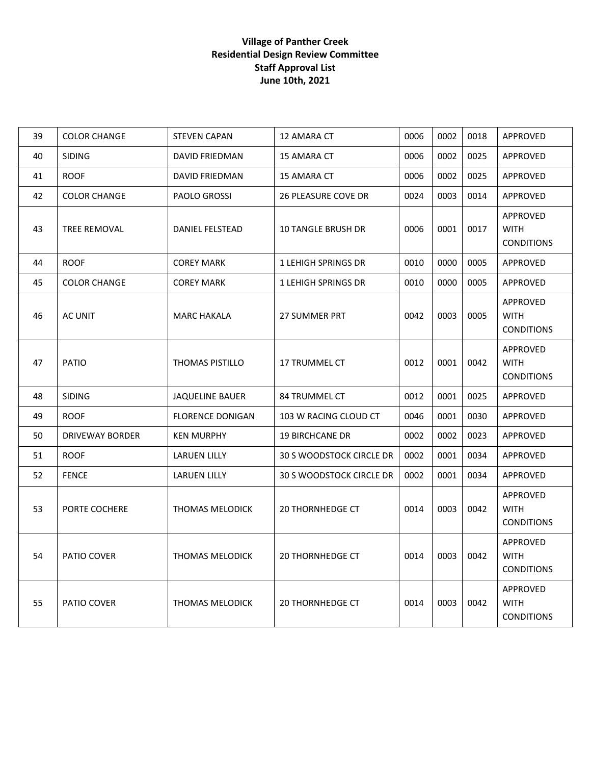**Village of Panther Creek**
**Residential Design Review Committee**
**Staff Approval List**
**June 10th, 2021**

| | | | | | | | |
|---|---|---|---|---|---|---|---|
| 39 | COLOR CHANGE | STEVEN CAPAN | 12 AMARA CT | 0006 | 0002 | 0018 | APPROVED |
| 40 | SIDING | DAVID FRIEDMAN | 15 AMARA CT | 0006 | 0002 | 0025 | APPROVED |
| 41 | ROOF | DAVID FRIEDMAN | 15 AMARA CT | 0006 | 0002 | 0025 | APPROVED |
| 42 | COLOR CHANGE | PAOLO GROSSI | 26 PLEASURE COVE DR | 0024 | 0003 | 0014 | APPROVED |
| 43 | TREE REMOVAL | DANIEL FELSTEAD | 10 TANGLE BRUSH DR | 0006 | 0001 | 0017 | APPROVED WITH CONDITIONS |
| 44 | ROOF | COREY MARK | 1 LEHIGH SPRINGS DR | 0010 | 0000 | 0005 | APPROVED |
| 45 | COLOR CHANGE | COREY MARK | 1 LEHIGH SPRINGS DR | 0010 | 0000 | 0005 | APPROVED |
| 46 | AC UNIT | MARC HAKALA | 27 SUMMER PRT | 0042 | 0003 | 0005 | APPROVED WITH CONDITIONS |
| 47 | PATIO | THOMAS PISTILLO | 17 TRUMMEL CT | 0012 | 0001 | 0042 | APPROVED WITH CONDITIONS |
| 48 | SIDING | JAQUELINE BAUER | 84 TRUMMEL CT | 0012 | 0001 | 0025 | APPROVED |
| 49 | ROOF | FLORENCE DONIGAN | 103 W RACING CLOUD CT | 0046 | 0001 | 0030 | APPROVED |
| 50 | DRIVEWAY BORDER | KEN MURPHY | 19 BIRCHCANE DR | 0002 | 0002 | 0023 | APPROVED |
| 51 | ROOF | LARUEN LILLY | 30 S WOODSTOCK CIRCLE DR | 0002 | 0001 | 0034 | APPROVED |
| 52 | FENCE | LARUEN LILLY | 30 S WOODSTOCK CIRCLE DR | 0002 | 0001 | 0034 | APPROVED |
| 53 | PORTE COCHERE | THOMAS MELODICK | 20 THORNHEDGE CT | 0014 | 0003 | 0042 | APPROVED WITH CONDITIONS |
| 54 | PATIO COVER | THOMAS MELODICK | 20 THORNHEDGE CT | 0014 | 0003 | 0042 | APPROVED WITH CONDITIONS |
| 55 | PATIO COVER | THOMAS MELODICK | 20 THORNHEDGE CT | 0014 | 0003 | 0042 | APPROVED WITH CONDITIONS |